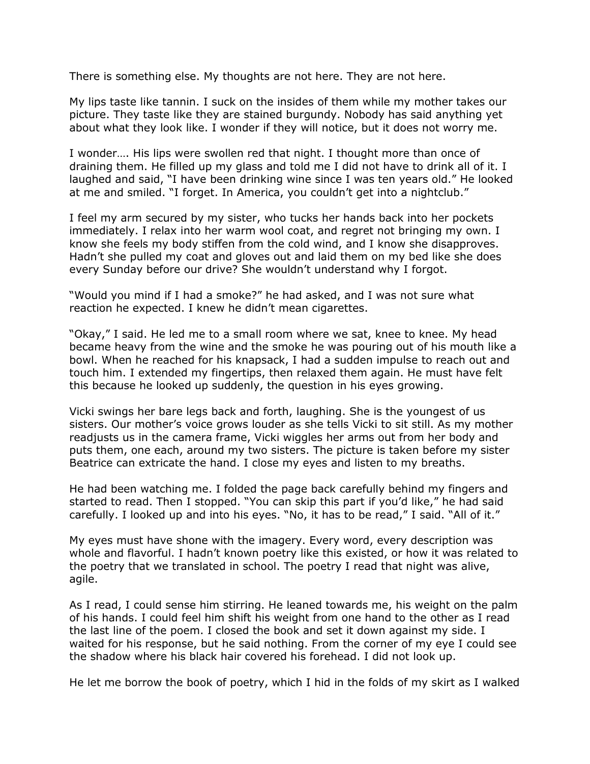There is something else. My thoughts are not here. They are not here.

My lips taste like tannin. I suck on the insides of them while my mother takes our picture. They taste like they are stained burgundy. Nobody has said anything yet about what they look like. I wonder if they will notice, but it does not worry me.

I wonder…. His lips were swollen red that night. I thought more than once of draining them. He filled up my glass and told me I did not have to drink all of it. I laughed and said, "I have been drinking wine since I was ten years old." He looked at me and smiled. "I forget. In America, you couldn't get into a nightclub."

I feel my arm secured by my sister, who tucks her hands back into her pockets immediately. I relax into her warm wool coat, and regret not bringing my own. I know she feels my body stiffen from the cold wind, and I know she disapproves. Hadn't she pulled my coat and gloves out and laid them on my bed like she does every Sunday before our drive? She wouldn't understand why I forgot.

"Would you mind if I had a smoke?" he had asked, and I was not sure what reaction he expected. I knew he didn't mean cigarettes.

"Okay," I said. He led me to a small room where we sat, knee to knee. My head became heavy from the wine and the smoke he was pouring out of his mouth like a bowl. When he reached for his knapsack, I had a sudden impulse to reach out and touch him. I extended my fingertips, then relaxed them again. He must have felt this because he looked up suddenly, the question in his eyes growing.

Vicki swings her bare legs back and forth, laughing. She is the youngest of us sisters. Our mother's voice grows louder as she tells Vicki to sit still. As my mother readjusts us in the camera frame, Vicki wiggles her arms out from her body and puts them, one each, around my two sisters. The picture is taken before my sister Beatrice can extricate the hand. I close my eyes and listen to my breaths.

He had been watching me. I folded the page back carefully behind my fingers and started to read. Then I stopped. "You can skip this part if you'd like," he had said carefully. I looked up and into his eyes. "No, it has to be read," I said. "All of it."

My eyes must have shone with the imagery. Every word, every description was whole and flavorful. I hadn't known poetry like this existed, or how it was related to the poetry that we translated in school. The poetry I read that night was alive, agile.

As I read, I could sense him stirring. He leaned towards me, his weight on the palm of his hands. I could feel him shift his weight from one hand to the other as I read the last line of the poem. I closed the book and set it down against my side. I waited for his response, but he said nothing. From the corner of my eye I could see the shadow where his black hair covered his forehead. I did not look up.

He let me borrow the book of poetry, which I hid in the folds of my skirt as I walked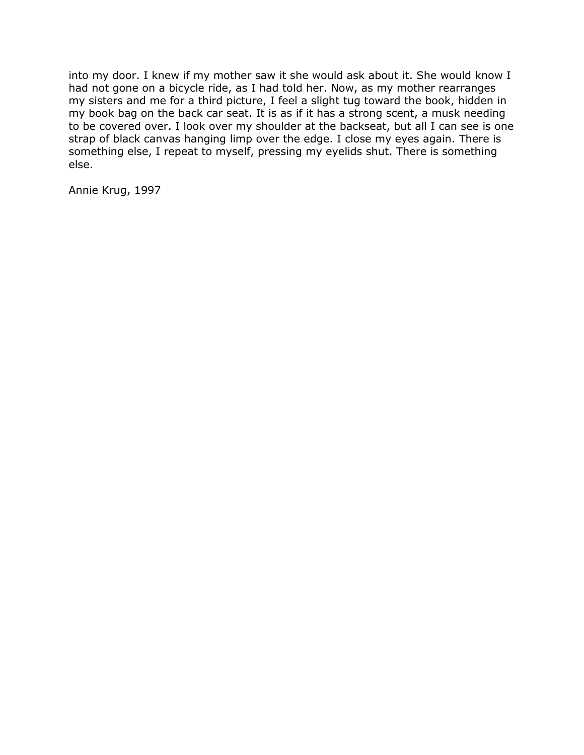into my door. I knew if my mother saw it she would ask about it. She would know I had not gone on a bicycle ride, as I had told her. Now, as my mother rearranges my sisters and me for a third picture, I feel a slight tug toward the book, hidden in my book bag on the back car seat. It is as if it has a strong scent, a musk needing to be covered over. I look over my shoulder at the backseat, but all I can see is one strap of black canvas hanging limp over the edge. I close my eyes again. There is something else, I repeat to myself, pressing my eyelids shut. There is something else.

Annie Krug, 1997